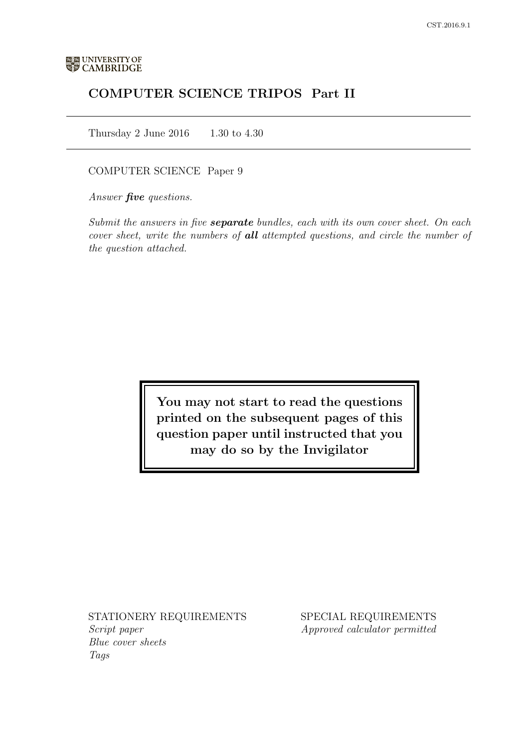UNIVERSITY OF CAMBRIDGE

# COMPUTER SCIENCE TRIPOS Part II

Thursday 2 June 2016 1.30 to 4.30

COMPUTER SCIENCE Paper 9

*Answer **five** questions.*

*Submit the answers in five **separate** bundles, each with its own cover sheet. On each cover sheet, write the numbers of **all** attempted questions, and circle the number of the question attached.*

**You may not start to read the questions printed on the subsequent pages of this question paper until instructed that you may do so by the Invigilator**

STATIONERY REQUIREMENTS
*Script paper*
*Blue cover sheets*
*Tags*

SPECIAL REQUIREMENTS
*Approved calculator permitted*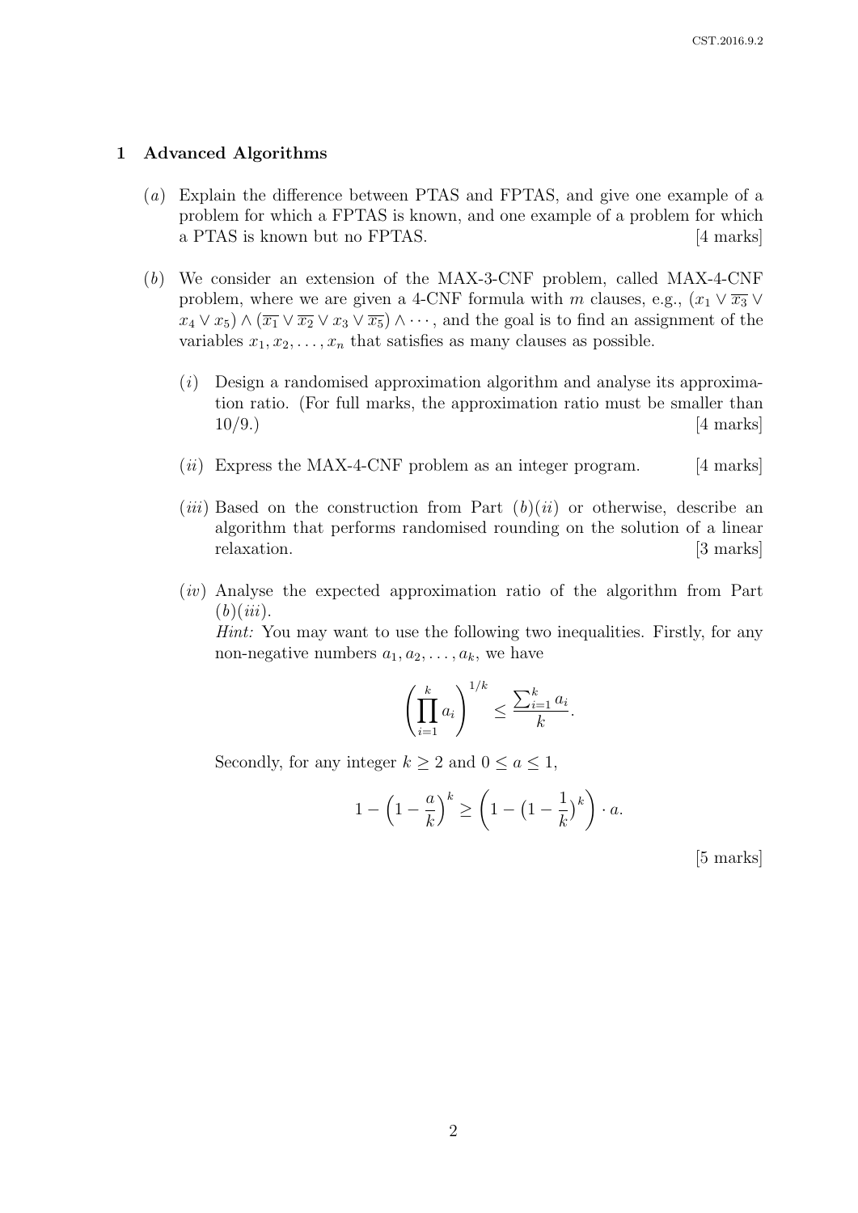# 1 Advanced Algorithms

(*a*) Explain the difference between PTAS and FPTAS, and give one example of a problem for which a FPTAS is known, and one example of a problem for which a PTAS is known but no FPTAS. [4 marks]

(*b*) We consider an extension of the MAX-3-CNF problem, called MAX-4-CNF problem, where we are given a 4-CNF formula with $m$ clauses, e.g., $(x_1 \vee \overline{x_3} \vee x_4 \vee x_5) \wedge (\overline{x_1} \vee \overline{x_2} \vee x_3 \vee \overline{x_5}) \wedge \cdots$, and the goal is to find an assignment of the variables $x_1, x_2, \ldots, x_n$ that satisfies as many clauses as possible.

(*i*) Design a randomised approximation algorithm and analyse its approximation ratio. (For full marks, the approximation ratio must be smaller than 10/9.) [4 marks]

(*ii*) Express the MAX-4-CNF problem as an integer program. [4 marks]

(*iii*) Based on the construction from Part (*b*)(*ii*) or otherwise, describe an algorithm that performs randomised rounding on the solution of a linear relaxation. [3 marks]

(*iv*) Analyse the expected approximation ratio of the algorithm from Part (*b*)(*iii*).

*Hint:* You may want to use the following two inequalities. Firstly, for any non-negative numbers $a_1, a_2, \ldots, a_k$, we have

$$\left( \prod_{i=1}^{k} a_i \right)^{1/k} \leq \frac{\sum_{i=1}^{k} a_i}{k}.$$

Secondly, for any integer $k \geq 2$ and $0 \leq a \leq 1$,

$$1 - \left(1 - \frac{a}{k}\right)^k \geq \left(1 - \left(1 - \frac{1}{k}\right)^k\right) \cdot a.$$

[5 marks]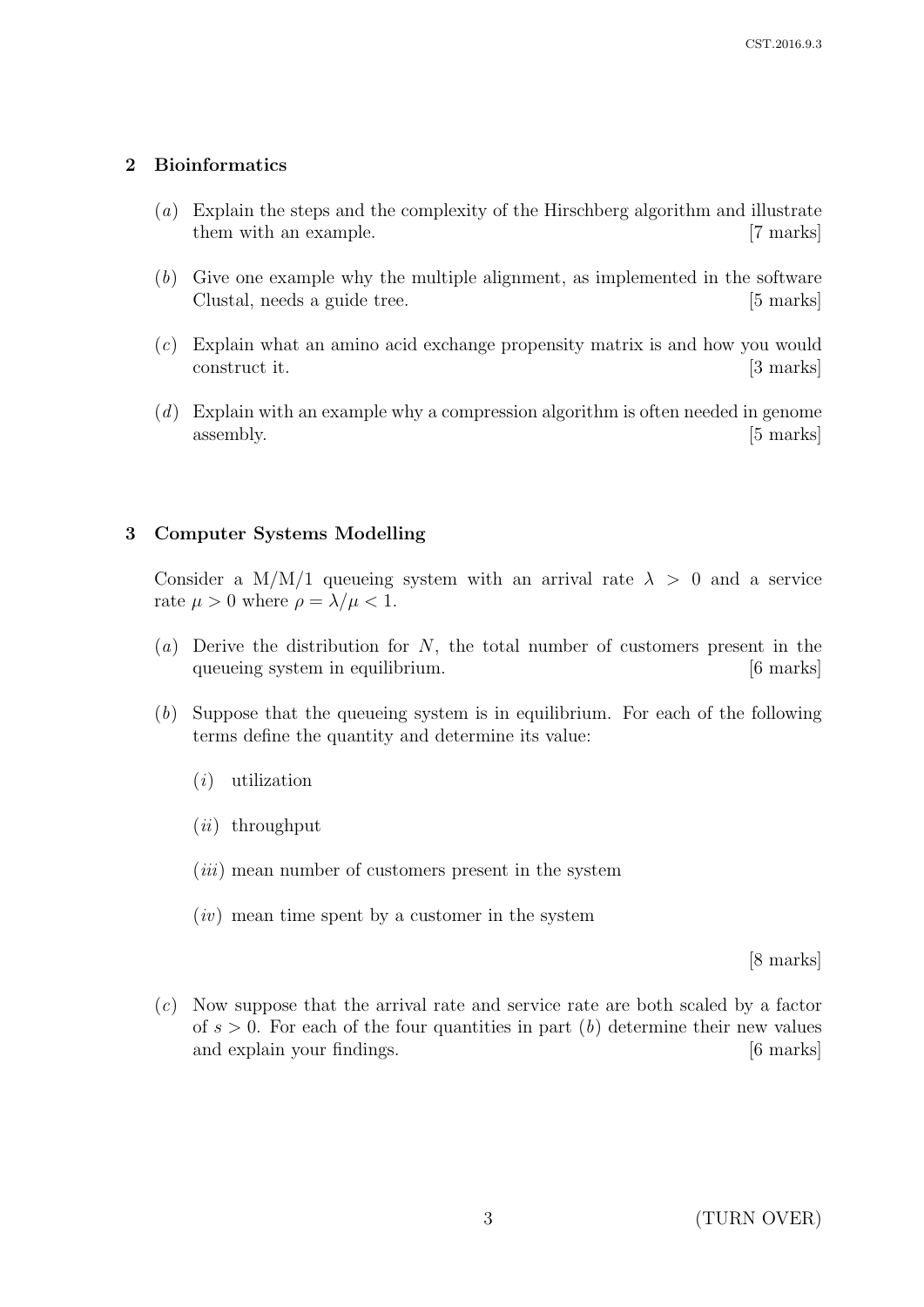## 2 Bioinformatics

(*a*) Explain the steps and the complexity of the Hirschberg algorithm and illustrate them with an example. [7 marks]

(*b*) Give one example why the multiple alignment, as implemented in the software Clustal, needs a guide tree. [5 marks]

(*c*) Explain what an amino acid exchange propensity matrix is and how you would construct it. [3 marks]

(*d*) Explain with an example why a compression algorithm is often needed in genome assembly. [5 marks]

## 3 Computer Systems Modelling

Consider a M/M/1 queueing system with an arrival rate $\lambda > 0$ and a service rate $\mu > 0$ where $\rho = \lambda/\mu < 1$.

(*a*) Derive the distribution for $N$, the total number of customers present in the queueing system in equilibrium. [6 marks]

(*b*) Suppose that the queueing system is in equilibrium. For each of the following terms define the quantity and determine its value:

(*i*) utilization

(*ii*) throughput

(*iii*) mean number of customers present in the system

(*iv*) mean time spent by a customer in the system

[8 marks]

(*c*) Now suppose that the arrival rate and service rate are both scaled by a factor of $s > 0$. For each of the four quantities in part (*b*) determine their new values and explain your findings. [6 marks]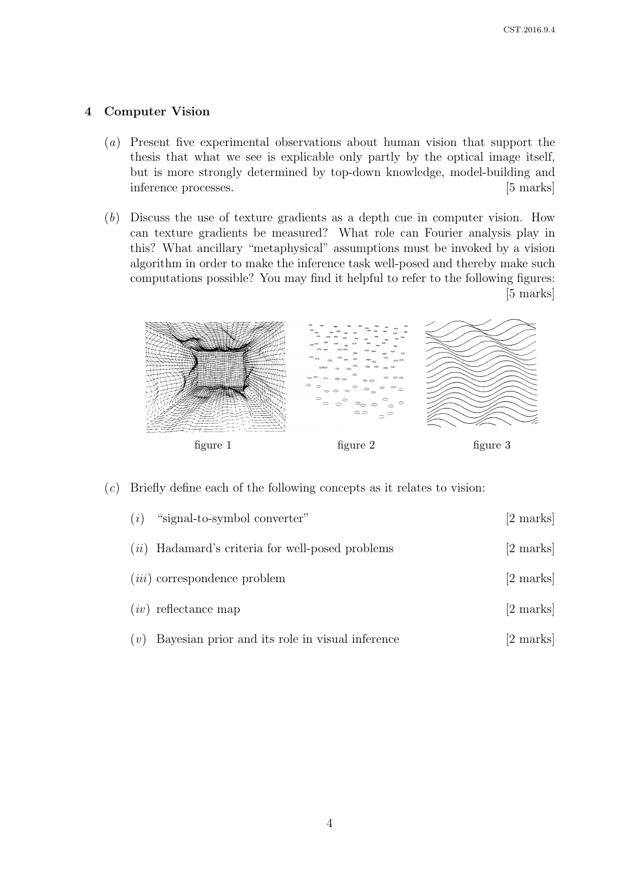## 4 Computer Vision

(*a*) Present five experimental observations about human vision that support the thesis that what we see is explicable only partly by the optical image itself, but is more strongly determined by top-down knowledge, model-building and inference processes. [5 marks]

(*b*) Discuss the use of texture gradients as a depth cue in computer vision. How can texture gradients be measured? What role can Fourier analysis play in this? What ancillary "metaphysical" assumptions must be invoked by a vision algorithm in order to make the inference task well-posed and thereby make such computations possible? You may find it helpful to refer to the following figures: [5 marks]

figure 1 figure 2 figure 3

(*c*) Briefly define each of the following concepts as it relates to vision:

(*i*) "signal-to-symbol converter" [2 marks]

(*ii*) Hadamard's criteria for well-posed problems [2 marks]

(*iii*) correspondence problem [2 marks]

(*iv*) reflectance map [2 marks]

(*v*) Bayesian prior and its role in visual inference [2 marks]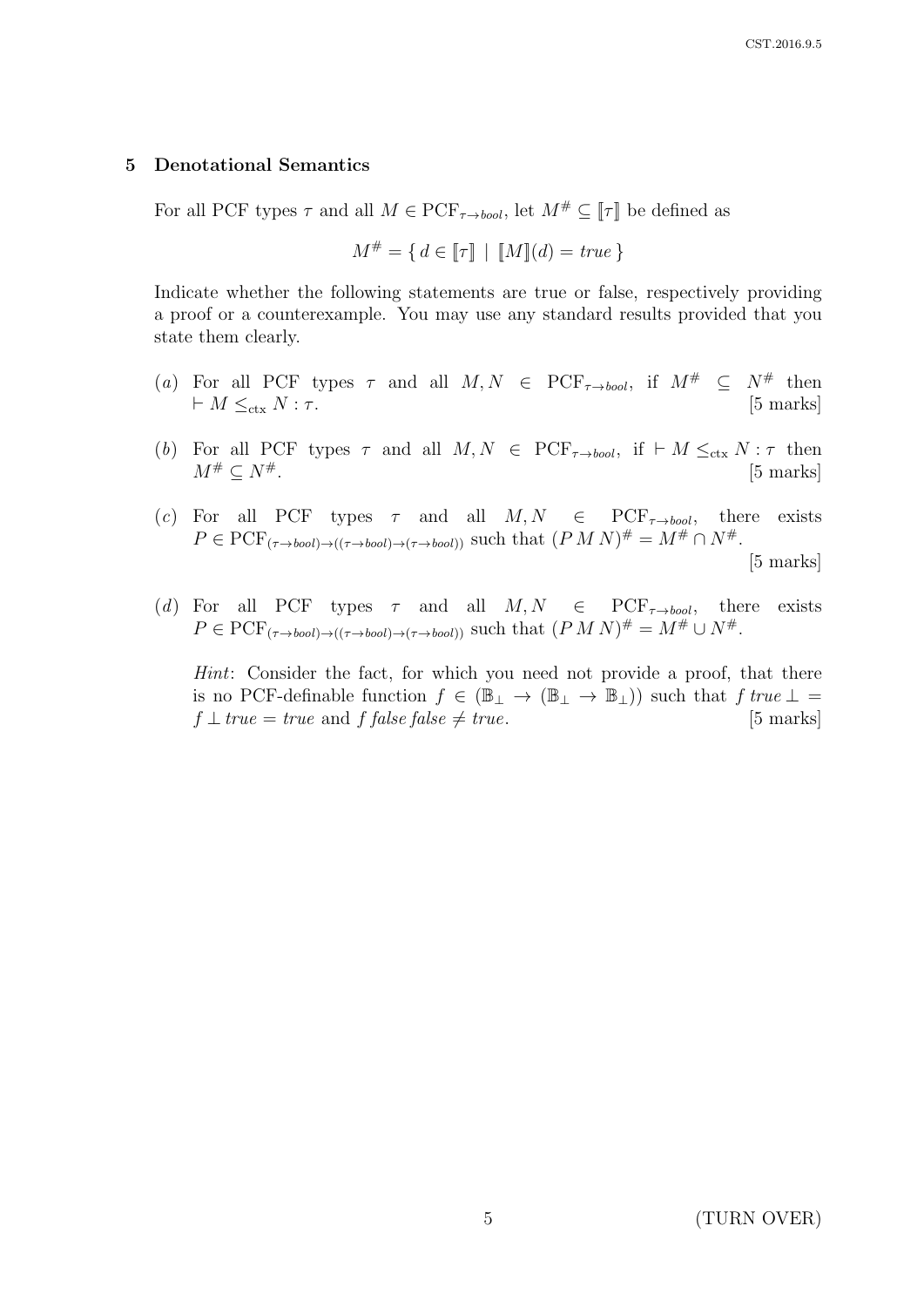## 5 Denotational Semantics

For all PCF types $\tau$ and all $M \in \mathrm{PCF}_{\tau \to bool}$, let $M^{\#} \subseteq [\![\tau]\!]$ be defined as

$$M^{\#} = \{ \, d \in [\![\tau]\!] \mid [\![M]\!](d) = true \, \}$$

Indicate whether the following statements are true or false, respectively providing a proof or a counterexample. You may use any standard results provided that you state them clearly.

(*a*) For all PCF types $\tau$ and all $M, N \in \mathrm{PCF}_{\tau \to bool}$, if $M^{\#} \subseteq N^{\#}$ then $\vdash M \leq_{\mathrm{ctx}} N : \tau$. [5 marks]

(*b*) For all PCF types $\tau$ and all $M, N \in \mathrm{PCF}_{\tau \to bool}$, if $\vdash M \leq_{\mathrm{ctx}} N : \tau$ then $M^{\#} \subseteq N^{\#}$. [5 marks]

(*c*) For all PCF types $\tau$ and all $M, N \in \mathrm{PCF}_{\tau \to bool}$, there exists $P \in \mathrm{PCF}_{(\tau \to bool) \to ((\tau \to bool) \to (\tau \to bool))}$ such that $(P\, M\, N)^{\#} = M^{\#} \cap N^{\#}$. [5 marks]

(*d*) For all PCF types $\tau$ and all $M, N \in \mathrm{PCF}_{\tau \to bool}$, there exists $P \in \mathrm{PCF}_{(\tau \to bool) \to ((\tau \to bool) \to (\tau \to bool))}$ such that $(P\, M\, N)^{\#} = M^{\#} \cup N^{\#}$.

*Hint*: Consider the fact, for which you need not provide a proof, that there is no PCF-definable function $f \in (\mathbb{B}_{\perp} \to (\mathbb{B}_{\perp} \to \mathbb{B}_{\perp}))$ such that $f\; true \perp = f \perp true = true$ and $f\; false\; false \neq true$. [5 marks]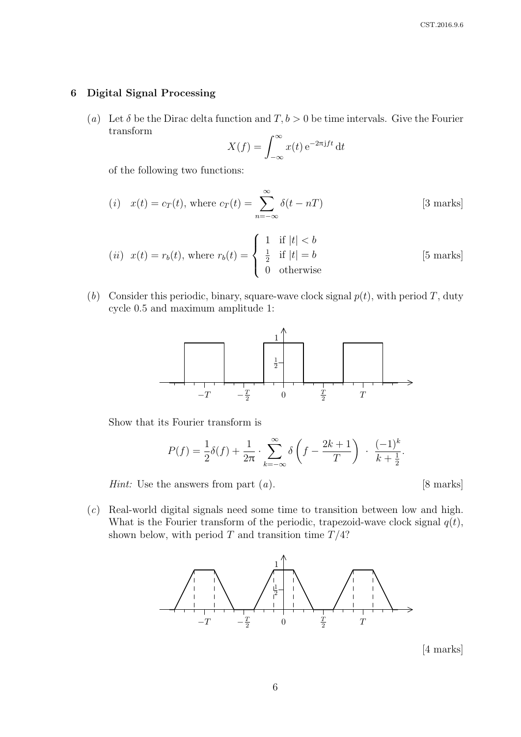## 6 Digital Signal Processing

(*a*) Let $\delta$ be the Dirac delta function and $T, b > 0$ be time intervals. Give the Fourier transform

$$X(f) = \int_{-\infty}^{\infty} x(t)\, \mathrm{e}^{-2\pi \mathrm{j} f t}\, \mathrm{d}t$$

of the following two functions:

(*i*) $x(t) = c_T(t)$, where $c_T(t) = \displaystyle\sum_{n=-\infty}^{\infty} \delta(t - nT)$ [3 marks]

(*ii*) $x(t) = r_b(t)$, where $r_b(t) = \begin{cases} 1 & \text{if } |t| < b \\ \frac{1}{2} & \text{if } |t| = b \\ 0 & \text{otherwise} \end{cases}$ [5 marks]

(*b*) Consider this periodic, binary, square-wave clock signal $p(t)$, with period $T$, duty cycle 0.5 and maximum amplitude 1:

Show that its Fourier transform is

$$P(f) = \frac{1}{2}\delta(f) + \frac{1}{2\pi} \cdot \sum_{k=-\infty}^{\infty} \delta\left(f - \frac{2k+1}{T}\right) \cdot \frac{(-1)^k}{k + \frac{1}{2}}.$$

*Hint:* Use the answers from part (*a*). [8 marks]

(*c*) Real-world digital signals need some time to transition between low and high. What is the Fourier transform of the periodic, trapezoid-wave clock signal $q(t)$, shown below, with period $T$ and transition time $T/4$?

[4 marks]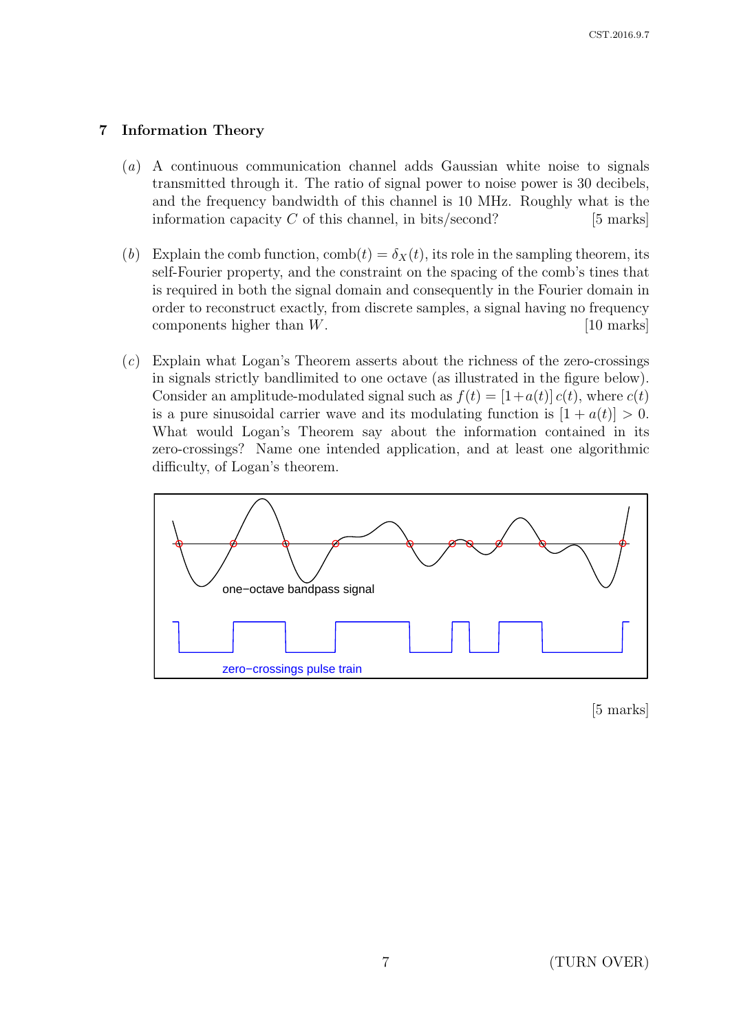## 7 Information Theory

(*a*) A continuous communication channel adds Gaussian white noise to signals transmitted through it. The ratio of signal power to noise power is 30 decibels, and the frequency bandwidth of this channel is 10 MHz. Roughly what is the information capacity $C$ of this channel, in bits/second? [5 marks]

(*b*) Explain the comb function, $\text{comb}(t) = \delta_X(t)$, its role in the sampling theorem, its self-Fourier property, and the constraint on the spacing of the comb's tines that is required in both the signal domain and consequently in the Fourier domain in order to reconstruct exactly, from discrete samples, a signal having no frequency components higher than $W$. [10 marks]

(*c*) Explain what Logan's Theorem asserts about the richness of the zero-crossings in signals strictly bandlimited to one octave (as illustrated in the figure below). Consider an amplitude-modulated signal such as $f(t) = [1 + a(t)]\, c(t)$, where $c(t)$ is a pure sinusoidal carrier wave and its modulating function is $[1 + a(t)] > 0$. What would Logan's Theorem say about the information contained in its zero-crossings? Name one intended application, and at least one algorithmic difficulty, of Logan's theorem.

one−octave bandpass signal

zero−crossings pulse train

[5 marks]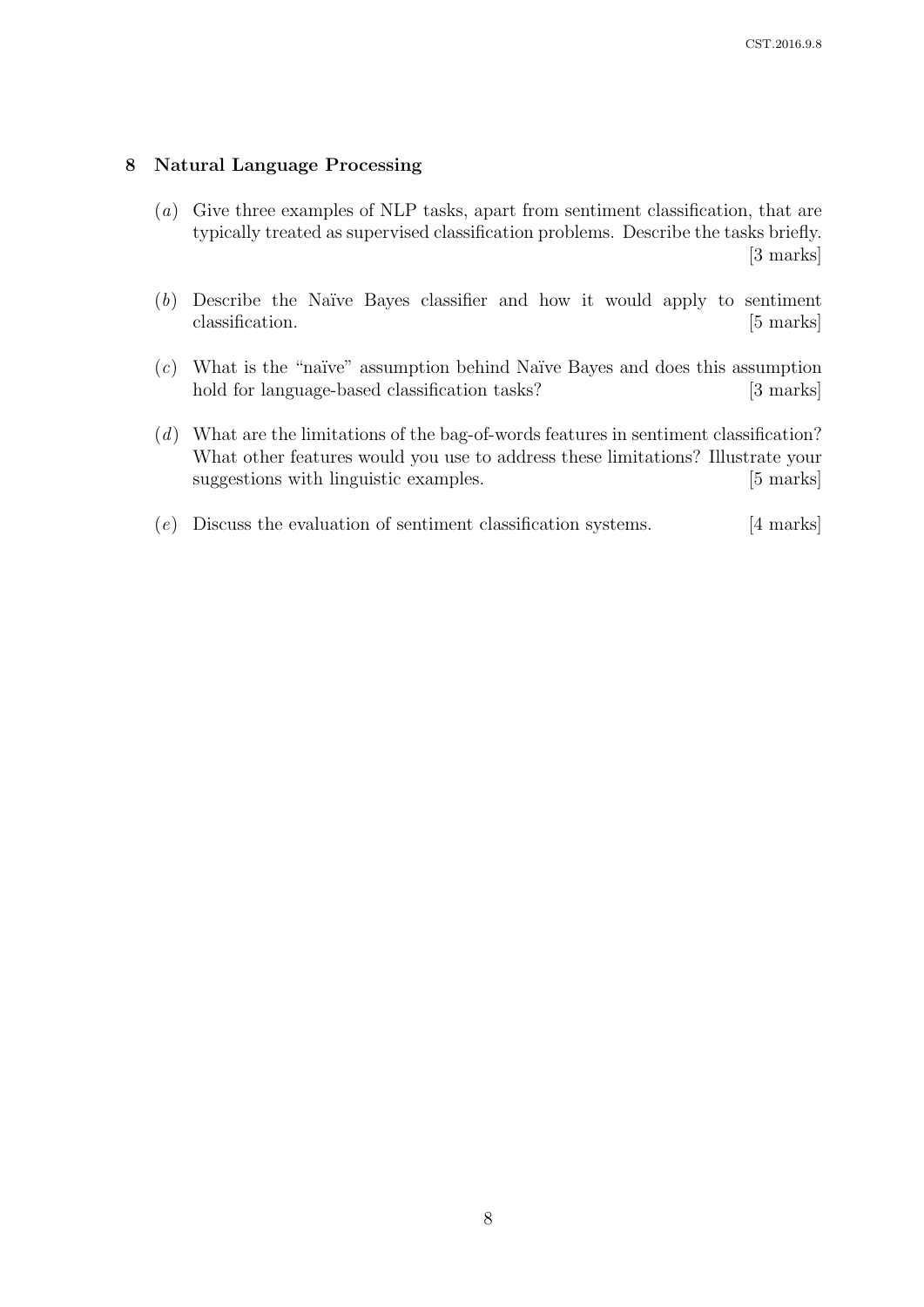## 8 Natural Language Processing

(*a*) Give three examples of NLP tasks, apart from sentiment classification, that are typically treated as supervised classification problems. Describe the tasks briefly. [3 marks]

(*b*) Describe the Naïve Bayes classifier and how it would apply to sentiment classification. [5 marks]

(*c*) What is the "naïve" assumption behind Naïve Bayes and does this assumption hold for language-based classification tasks? [3 marks]

(*d*) What are the limitations of the bag-of-words features in sentiment classification? What other features would you use to address these limitations? Illustrate your suggestions with linguistic examples. [5 marks]

(*e*) Discuss the evaluation of sentiment classification systems. [4 marks]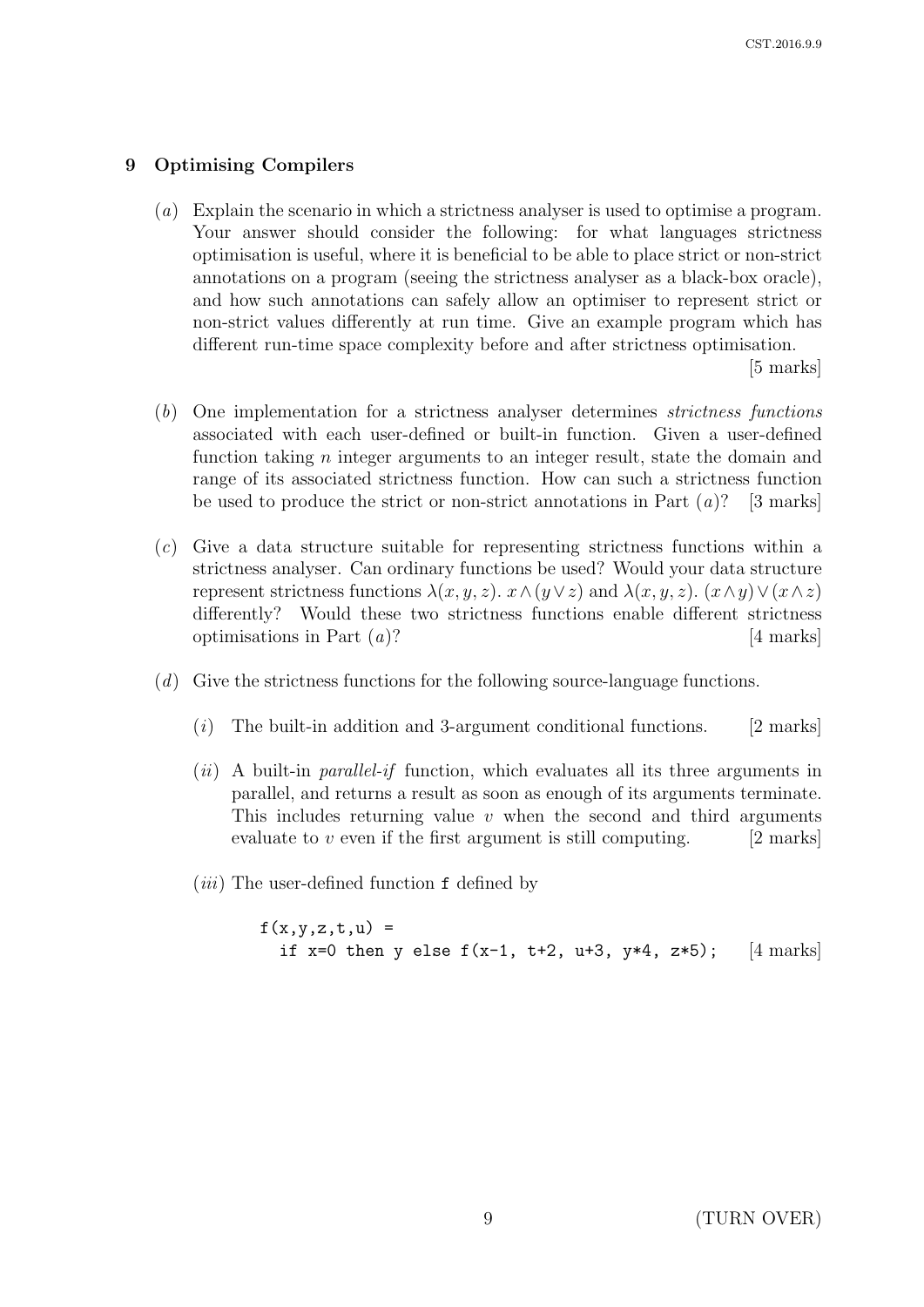## 9 Optimising Compilers

(*a*) Explain the scenario in which a strictness analyser is used to optimise a program. Your answer should consider the following: for what languages strictness optimisation is useful, where it is beneficial to be able to place strict or non-strict annotations on a program (seeing the strictness analyser as a black-box oracle), and how such annotations can safely allow an optimiser to represent strict or non-strict values differently at run time. Give an example program which has different run-time space complexity before and after strictness optimisation. [5 marks]

(*b*) One implementation for a strictness analyser determines *strictness functions* associated with each user-defined or built-in function. Given a user-defined function taking $n$ integer arguments to an integer result, state the domain and range of its associated strictness function. How can such a strictness function be used to produce the strict or non-strict annotations in Part (*a*)? [3 marks]

(*c*) Give a data structure suitable for representing strictness functions within a strictness analyser. Can ordinary functions be used? Would your data structure represent strictness functions $\lambda(x, y, z).\ x \wedge (y \vee z)$ and $\lambda(x, y, z).\ (x \wedge y) \vee (x \wedge z)$ differently? Would these two strictness functions enable different strictness optimisations in Part (*a*)? [4 marks]

(*d*) Give the strictness functions for the following source-language functions.

(*i*) The built-in addition and 3-argument conditional functions. [2 marks]

(*ii*) A built-in *parallel-if* function, which evaluates all its three arguments in parallel, and returns a result as soon as enough of its arguments terminate. This includes returning value $v$ when the second and third arguments evaluate to $v$ even if the first argument is still computing. [2 marks]

(*iii*) The user-defined function `f` defined by

```
f(x,y,z,t,u) =
  if x=0 then y else f(x-1, t+2, u+3, y*4, z*5);
```

[4 marks]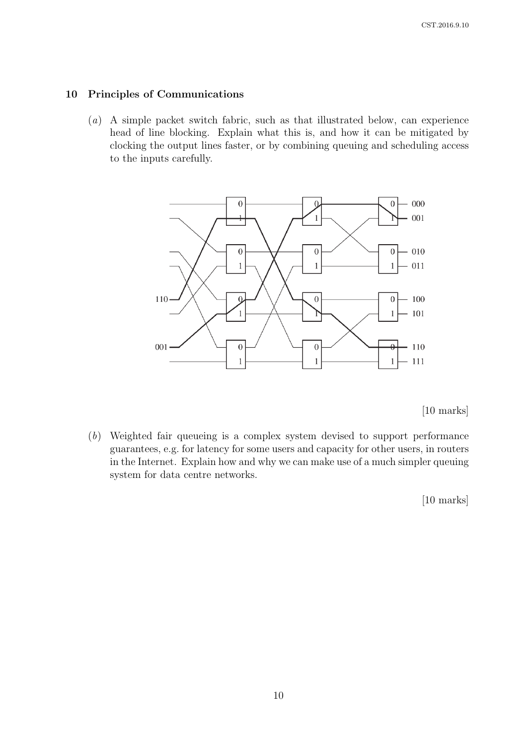## 10 Principles of Communications

(*a*) A simple packet switch fabric, such as that illustrated below, can experience head of line blocking. Explain what this is, and how it can be mitigated by clocking the output lines faster, or by combining queuing and scheduling access to the inputs carefully.

[10 marks]

(*b*) Weighted fair queueing is a complex system devised to support performance guarantees, e.g. for latency for some users and capacity for other users, in routers in the Internet. Explain how and why we can make use of a much simpler queuing system for data centre networks.

[10 marks]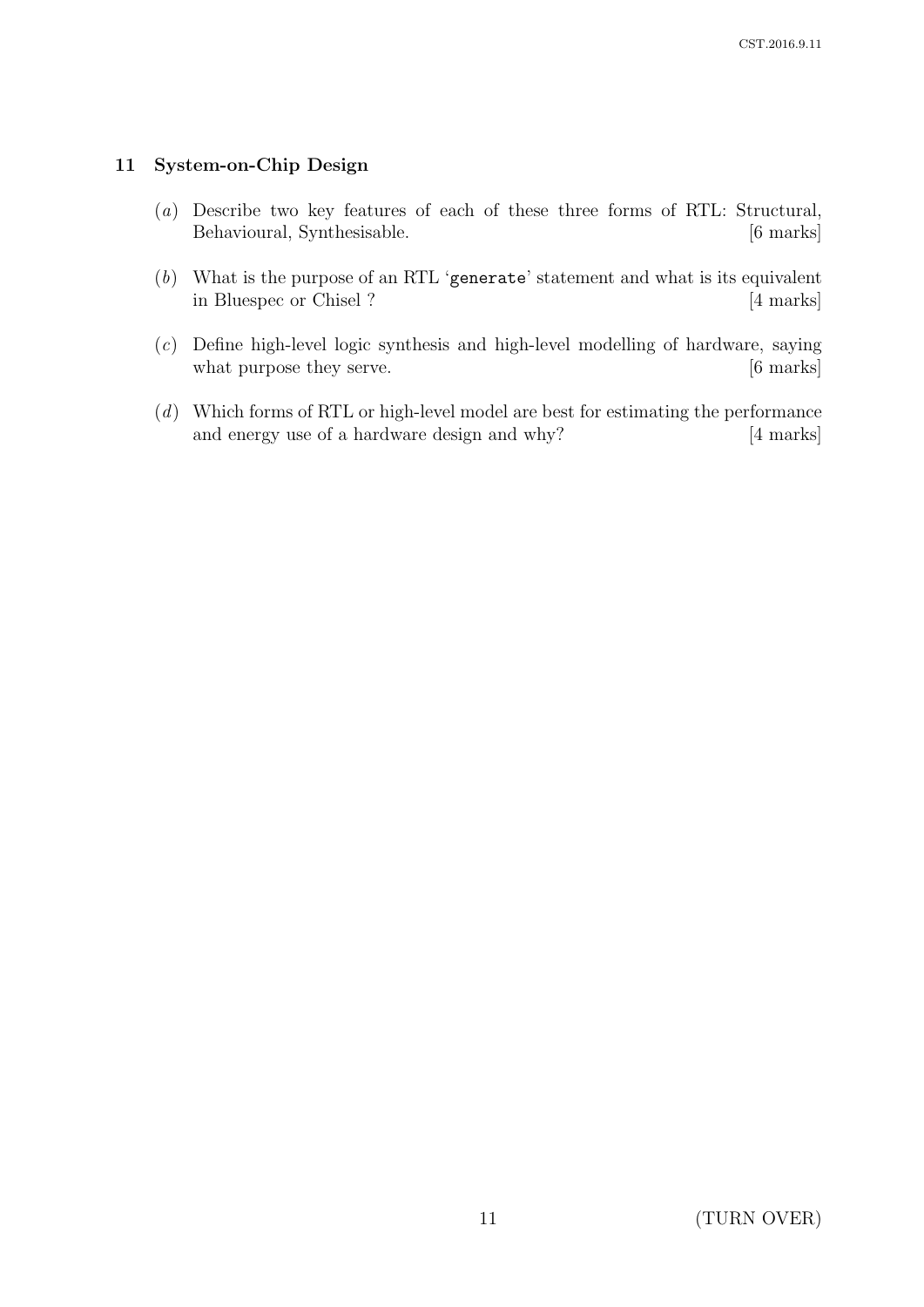## 11 System-on-Chip Design

(*a*) Describe two key features of each of these three forms of RTL: Structural, Behavioural, Synthesisable. [6 marks]

(*b*) What is the purpose of an RTL '`generate`' statement and what is its equivalent in Bluespec or Chisel ? [4 marks]

(*c*) Define high-level logic synthesis and high-level modelling of hardware, saying what purpose they serve. [6 marks]

(*d*) Which forms of RTL or high-level model are best for estimating the performance and energy use of a hardware design and why? [4 marks]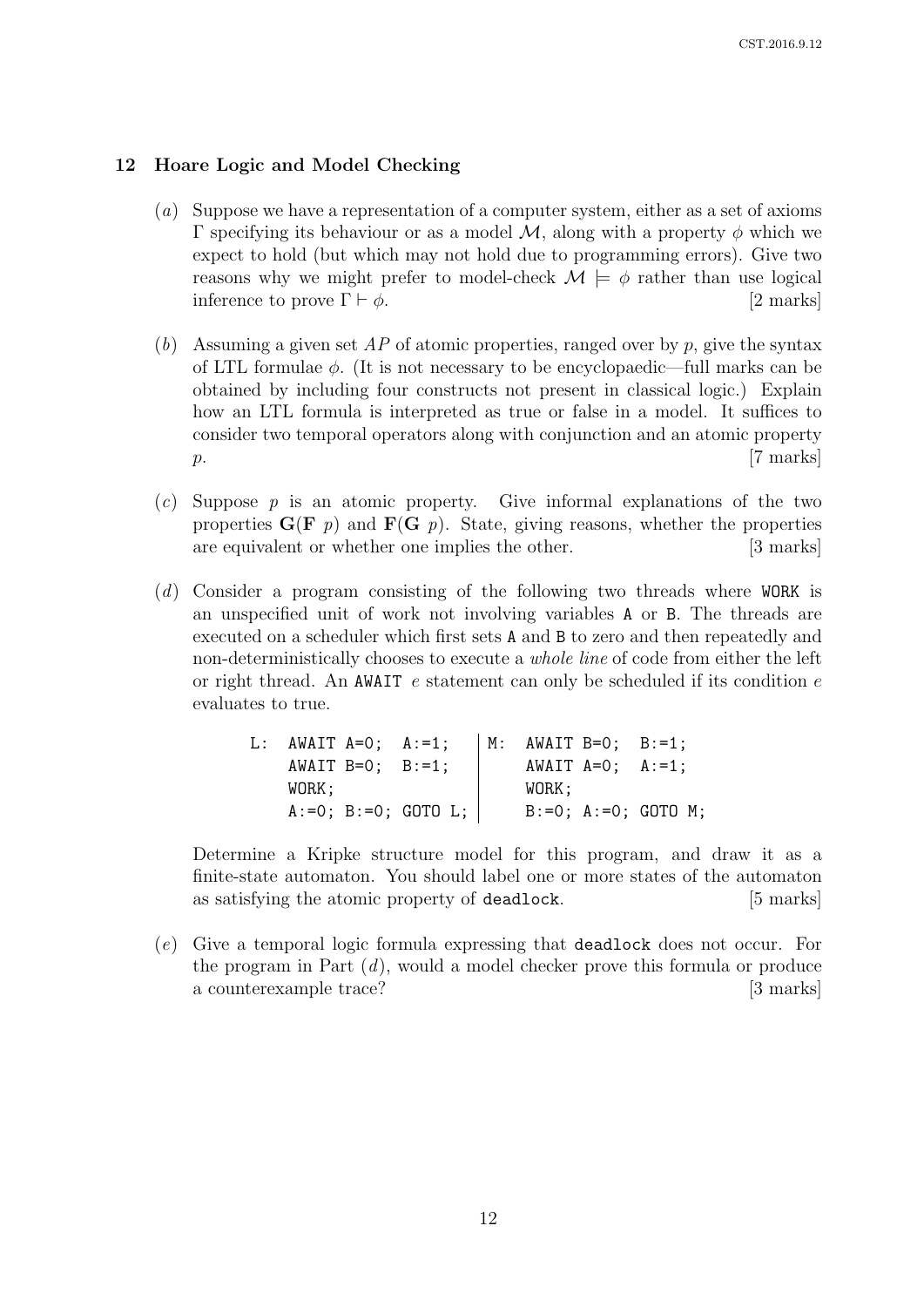## 12 Hoare Logic and Model Checking

(*a*) Suppose we have a representation of a computer system, either as a set of axioms $\Gamma$ specifying its behaviour or as a model $\mathcal{M}$, along with a property $\phi$ which we expect to hold (but which may not hold due to programming errors). Give two reasons why we might prefer to model-check $\mathcal{M} \models \phi$ rather than use logical inference to prove $\Gamma \vdash \phi$. [2 marks]

(*b*) Assuming a given set $AP$ of atomic properties, ranged over by $p$, give the syntax of LTL formulae $\phi$. (It is not necessary to be encyclopaedic—full marks can be obtained by including four constructs not present in classical logic.) Explain how an LTL formula is interpreted as true or false in a model. It suffices to consider two temporal operators along with conjunction and an atomic property $p$. [7 marks]

(*c*) Suppose $p$ is an atomic property. Give informal explanations of the two properties $\mathbf{G}(\mathbf{F}\ p)$ and $\mathbf{F}(\mathbf{G}\ p)$. State, giving reasons, whether the properties are equivalent or whether one implies the other. [3 marks]

(*d*) Consider a program consisting of the following two threads where `WORK` is an unspecified unit of work not involving variables `A` or `B`. The threads are executed on a scheduler which first sets `A` and `B` to zero and then repeatedly and non-deterministically chooses to execute a *whole line* of code from either the left or right thread. An `AWAIT` $e$ statement can only be scheduled if its condition $e$ evaluates to true.

```
L:  AWAIT A=0;  A:=1;     | M:  AWAIT B=0;  B:=1;
    AWAIT B=0;  B:=1;     |     AWAIT A=0;  A:=1;
    WORK;                 |     WORK;
    A:=0; B:=0; GOTO L;   |     B:=0; A:=0; GOTO M;
```

Determine a Kripke structure model for this program, and draw it as a finite-state automaton. You should label one or more states of the automaton as satisfying the atomic property of `deadlock`. [5 marks]

(*e*) Give a temporal logic formula expressing that `deadlock` does not occur. For the program in Part (*d*), would a model checker prove this formula or produce a counterexample trace? [3 marks]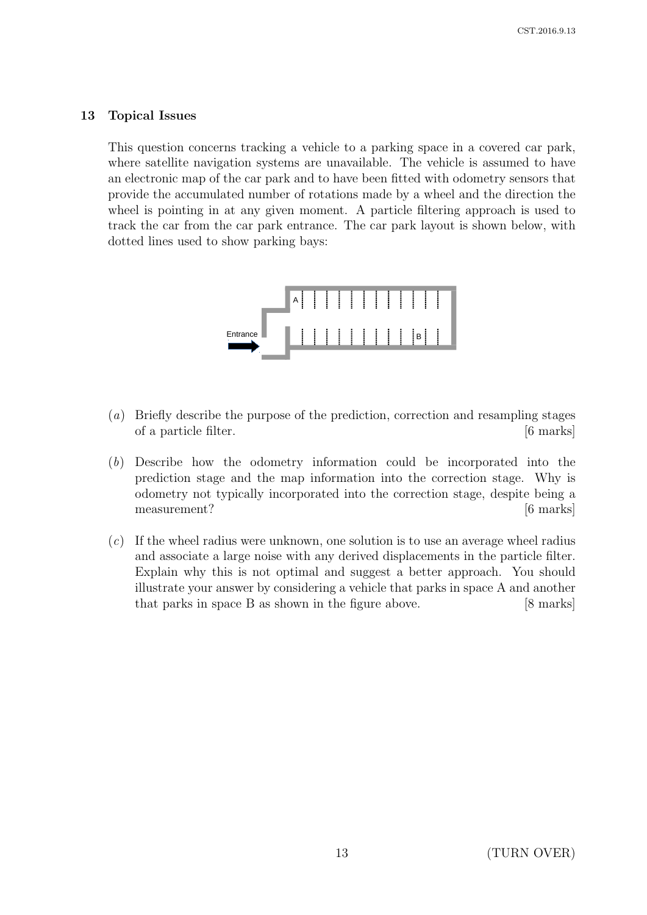## 13 Topical Issues

This question concerns tracking a vehicle to a parking space in a covered car park, where satellite navigation systems are unavailable. The vehicle is assumed to have an electronic map of the car park and to have been fitted with odometry sensors that provide the accumulated number of rotations made by a wheel and the direction the wheel is pointing in at any given moment. A particle filtering approach is used to track the car from the car park entrance. The car park layout is shown below, with dotted lines used to show parking bays:

(*a*) Briefly describe the purpose of the prediction, correction and resampling stages of a particle filter. [6 marks]

(*b*) Describe how the odometry information could be incorporated into the prediction stage and the map information into the correction stage. Why is odometry not typically incorporated into the correction stage, despite being a measurement? [6 marks]

(*c*) If the wheel radius were unknown, one solution is to use an average wheel radius and associate a large noise with any derived displacements in the particle filter. Explain why this is not optimal and suggest a better approach. You should illustrate your answer by considering a vehicle that parks in space A and another that parks in space B as shown in the figure above. [8 marks]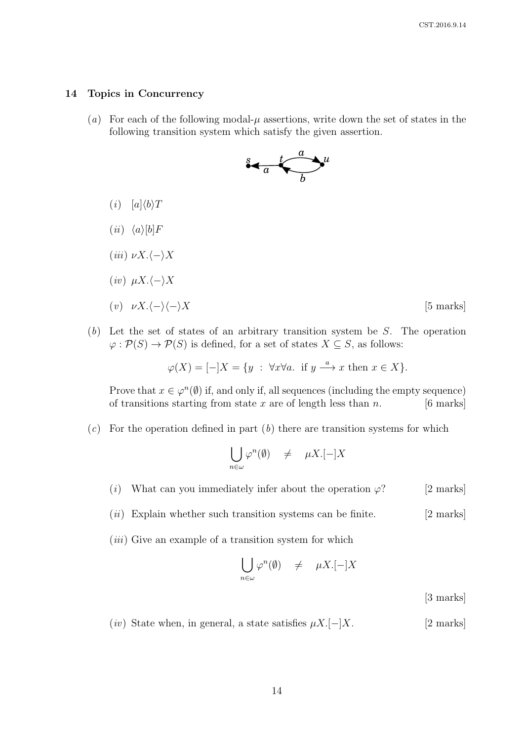## 14 Topics in Concurrency

(*a*) For each of the following modal-$\mu$ assertions, write down the set of states in the following transition system which satisfy the given assertion.

(*i*) $[a]\langle b\rangle T$

(*ii*) $\langle a\rangle [b]F$

(*iii*) $\nu X.\langle -\rangle X$

(*iv*) $\mu X.\langle -\rangle X$

(*v*) $\nu X.\langle -\rangle\langle -\rangle X$ [5 marks]

(*b*) Let the set of states of an arbitrary transition system be $S$. The operation $\varphi : \mathcal{P}(S) \rightarrow \mathcal{P}(S)$ is defined, for a set of states $X \subseteq S$, as follows:

$$\varphi(X) = [-]X = \{y \ : \ \forall x \forall a. \ \text{ if } y \xrightarrow{a} x \text{ then } x \in X\}.$$

Prove that $x \in \varphi^n(\emptyset)$ if, and only if, all sequences (including the empty sequence) of transitions starting from state $x$ are of length less than $n$. [6 marks]

(*c*) For the operation defined in part (*b*) there are transition systems for which

$$\bigcup_{n \in \omega} \varphi^n(\emptyset) \quad \neq \quad \mu X.[-]X$$

(*i*) What can you immediately infer about the operation $\varphi$? [2 marks]

(*ii*) Explain whether such transition systems can be finite. [2 marks]

(*iii*) Give an example of a transition system for which

$$\bigcup_{n \in \omega} \varphi^n(\emptyset) \quad \neq \quad \mu X.[-]X$$

[3 marks]

(*iv*) State when, in general, a state satisfies $\mu X.[-]X$. [2 marks]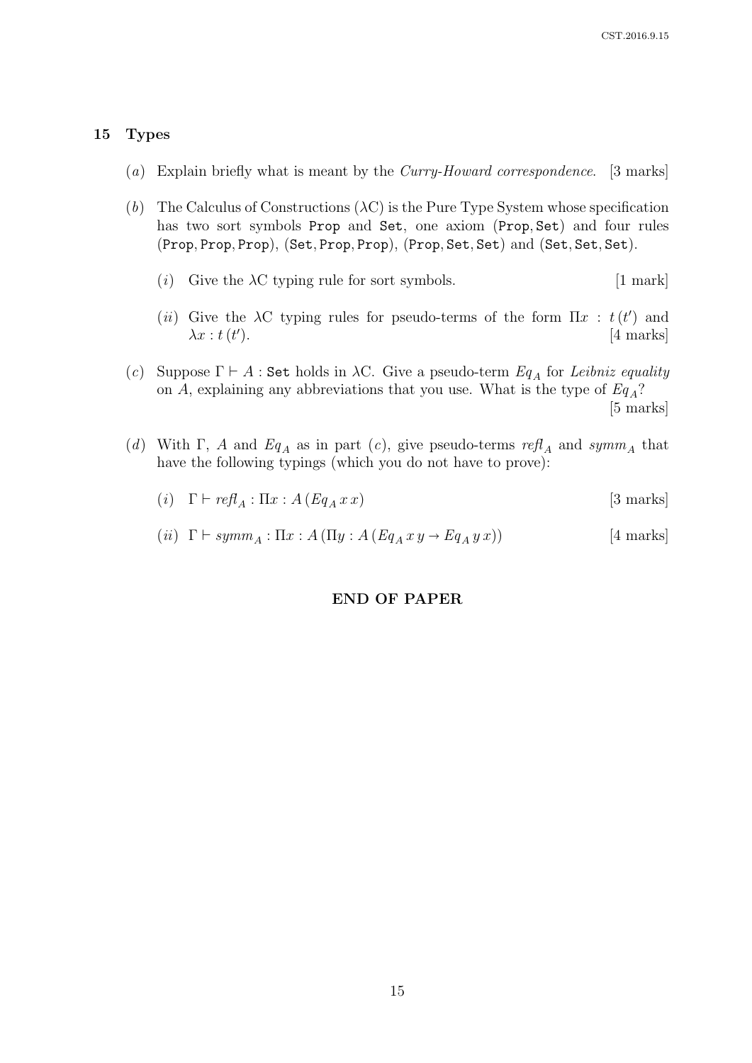## 15 Types

(*a*) Explain briefly what is meant by the *Curry-Howard correspondence*. [3 marks]

(*b*) The Calculus of Constructions ($\lambda$C) is the Pure Type System whose specification has two sort symbols `Prop` and `Set`, one axiom (`Prop`, `Set`) and four rules (`Prop`, `Prop`, `Prop`), (`Set`, `Prop`, `Prop`), (`Prop`, `Set`, `Set`) and (`Set`, `Set`, `Set`).

(*i*) Give the $\lambda$C typing rule for sort symbols. [1 mark]

(*ii*) Give the $\lambda$C typing rules for pseudo-terms of the form $\Pi x : t\,(t')$ and $\lambda x : t\,(t')$. [4 marks]

(*c*) Suppose $\Gamma \vdash A : \texttt{Set}$ holds in $\lambda$C. Give a pseudo-term $Eq_A$ for *Leibniz equality* on $A$, explaining any abbreviations that you use. What is the type of $Eq_A$? [5 marks]

(*d*) With $\Gamma$, $A$ and $Eq_A$ as in part (*c*), give pseudo-terms $\mathit{refl}_A$ and $\mathit{symm}_A$ that have the following typings (which you do not have to prove):

(*i*) $\Gamma \vdash \mathit{refl}_A : \Pi x : A\,(Eq_A\, x\, x)$ [3 marks]

(*ii*) $\Gamma \vdash \mathit{symm}_A : \Pi x : A\,(\Pi y : A\,(Eq_A\, x\, y \rightarrow Eq_A\, y\, x))$ [4 marks]

**END OF PAPER**